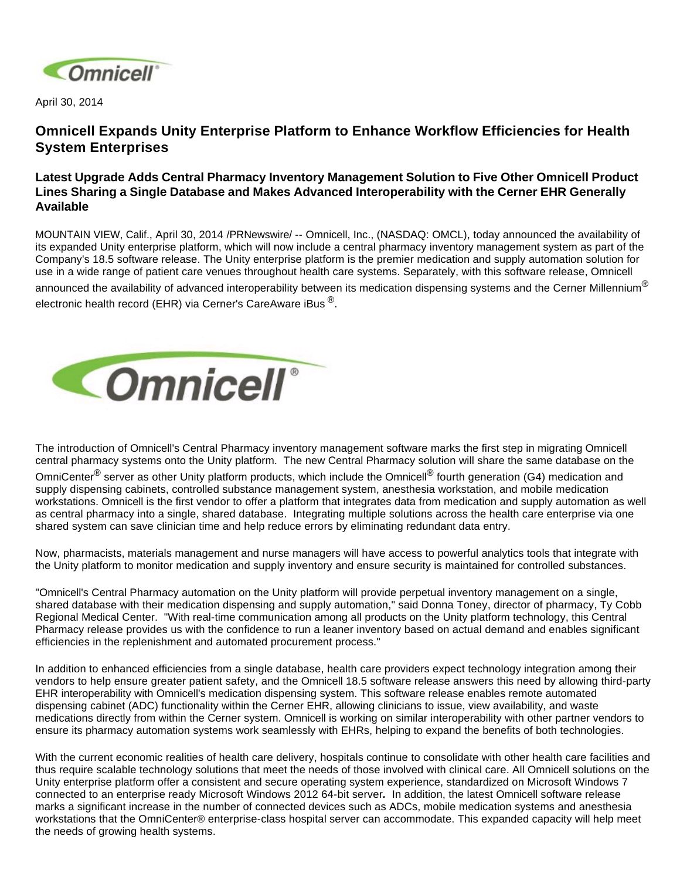April 30, 2014

# Omnicell Expands Unity Enterprise Platform to Enhance Workflow Efficiencies for Health System Enterprises

## Latest Upgrade Adds Central Pharmacy Inventory Management Solution to Five Other Omnicell Product Lines Sharing a Single Database and Makes Advanced Interoperability with the Cerner EHR Generally Available

MOUNTAIN VIEW, Calif., April 30, 2014 /PRNewswire/ -- Omnicell, Inc., (NASDAQ: OMCL), today announced the availability of its expanded Unity enterprise platform, which will now include a central pharmacy inventory management system as part of the Company's 18.5 software release. The Unity enterprise platform is the premier medication and supply automation solution for use in a wide range of patient care venues throughout health care systems. Separately, with this software release, Omnicell announced the availability of advanced interoperability between its medication dispensing systems and the Cerner Millennium® electronic health record (EHR) via Cerner's CareAware iBus®.

The introduction of Omnicell's Central Pharmacy inventory management software marks the first step in migrating Omnicell central pharmacy systems onto the Unity platform. The new Central Pharmacy solution will share the same database on the OmniCenter® server as other Unity platform products, which include the Omnicell® fourth generation (G4) medication and supply dispensing cabinets, controlled substance management system, anesthesia workstation, and mobile medication workstations. Omnicell is the first vendor to offer a platform that integrates data from medication and supply automation as well as central pharmacy into a single, shared database. Integrating multiple solutions across the health care enterprise via one shared system can save clinician time and help reduce errors by eliminating redundant data entry.

Now, pharmacists, materials management and nurse managers will have access to powerful analytics tools that integrate with the Unity platform to monitor medication and supply inventory and ensure security is maintained for controlled substances.

"Omnicell's Central Pharmacy automation on the Unity platform will provide perpetual inventory management on a single, shared database with their medication dispensing and supply automation," said Donna Toney, director of pharmacy, Ty Cobb Regional Medical Center. "With real-time communication among all products on the Unity platform technology, this Central Pharmacy release provides us with the confidence to run a leaner inventory based on actual demand and enables significant efficiencies in the replenishment and automated procurement process."

In addition to enhanced efficiencies from a single database, health care providers expect technology integration among their vendors to help ensure greater patient safety, and the Omnicell 18.5 software release answers this need by allowing third-party EHR interoperability with Omnicell's medication dispensing system. This software release enables remote automated dispensing cabinet (ADC) functionality within the Cerner EHR, allowing clinicians to issue, view availability, and waste medications directly from within the Cerner system. Omnicell is working on similar interoperability with other partner vendors to ensure its pharmacy automation systems work seamlessly with EHRs, helping to expand the benefits of both technologies.

With the current economic realities of health care delivery, hospitals continue to consolidate with other health care facilities and thus require scalable technology solutions that meet the needs of those involved with clinical care. All Omnicell solutions on the Unity enterprise platform offer a consistent and secure operating system experience, standardized on Microsoft Windows 7 connected to an enterprise ready Microsoft Windows 2012 64-bit server. In addition, the latest Omnicell software release marks a significant increase in the number of connected devices such as ADCs, mobile medication systems and anesthesia workstations that the OmniCenter® enterprise-class hospital server can accommodate. This expanded capacity will help meet the needs of growing health systems.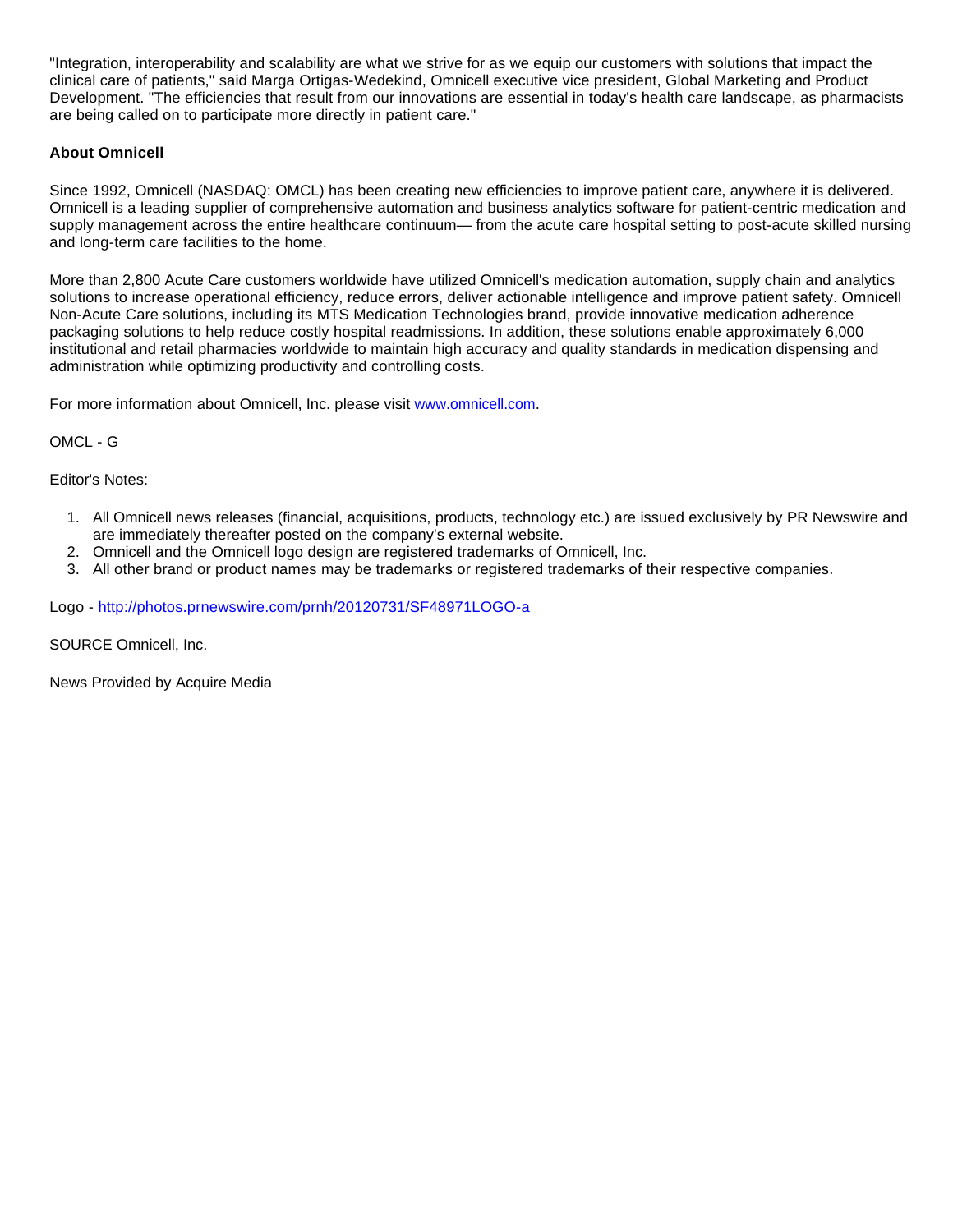"Integration, interoperability and scalability are what we strive for as we equip our customers with solutions that impact the clinical care of patients," said Marga Ortigas-Wedekind, Omnicell executive vice president, Global Marketing and Product Development. "The efficiencies that result from our innovations are essential in today's health care landscape, as pharmacists are being called on to participate more directly in patient care."

**About Omnicell**

Since 1992, Omnicell (NASDAQ: OMCL) has been creating new efficiencies to improve patient care, anywhere it is delivered. Omnicell is a leading supplier of comprehensive automation and business analytics software for patient-centric medication and supply management across the entire healthcare continuum— from the acute care hospital setting to post-acute skilled nursing and long-term care facilities to the home.

More than 2,800 Acute Care customers worldwide have utilized Omnicell's medication automation, supply chain and analytics solutions to increase operational efficiency, reduce errors, deliver actionable intelligence and improve patient safety. Omnicell Non-Acute Care solutions, including its MTS Medication Technologies brand, provide innovative medication adherence packaging solutions to help reduce costly hospital readmissions. In addition, these solutions enable approximately 6,000 institutional and retail pharmacies worldwide to maintain high accuracy and quality standards in medication dispensing and administration while optimizing productivity and controlling costs.

For more information about Omnicell, Inc. please visit www.omnicell.com.

OMCL - G

Editor's Notes:

1. All Omnicell news releases (financial, acquisitions, products, technology etc.) are issued exclusively by PR Newswire and are immediately thereafter posted on the company's external website.
2. Omnicell and the Omnicell logo design are registered trademarks of Omnicell, Inc.
3. All other brand or product names may be trademarks or registered trademarks of their respective companies.

Logo - http://photos.prnewswire.com/prnh/20120731/SF48971LOGO-a

SOURCE Omnicell, Inc.

News Provided by Acquire Media